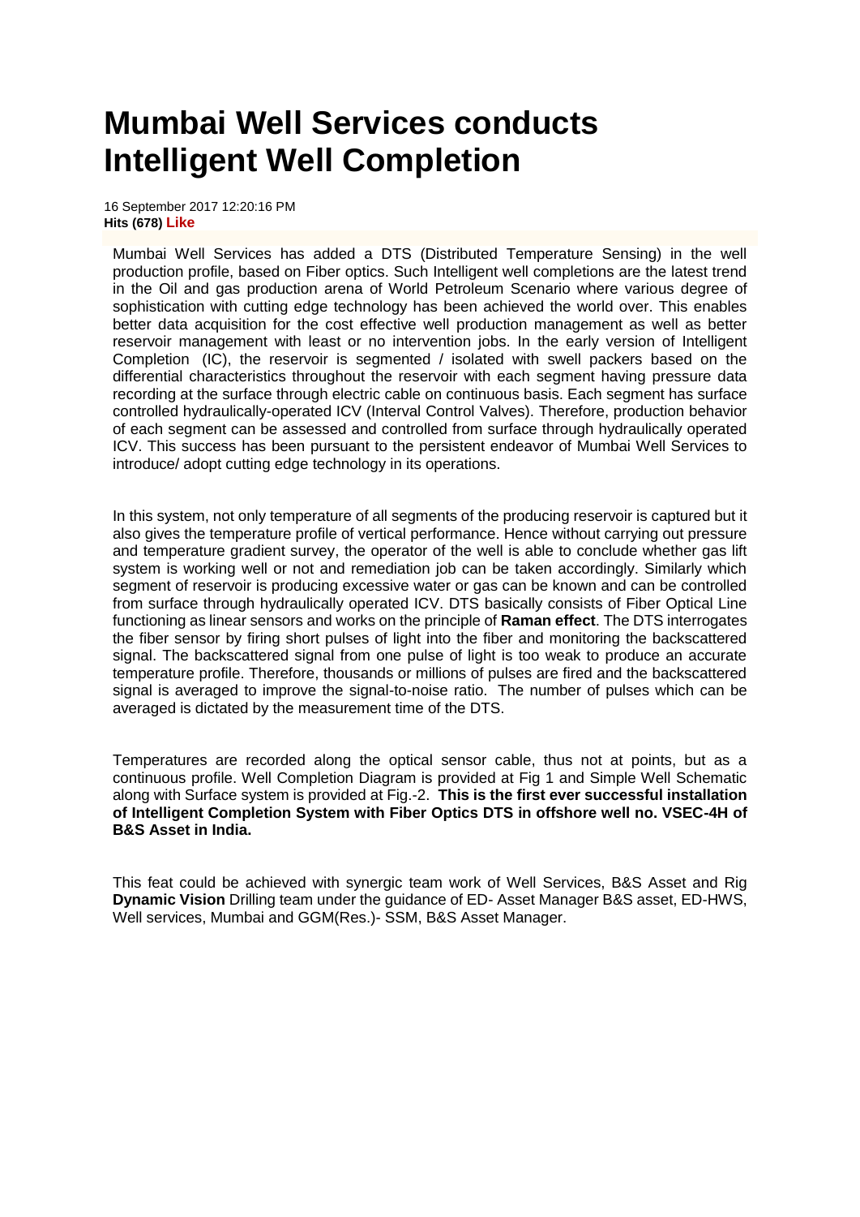# Mumbai Well Services conducts Intelligent Well Completion

16 September 2017 12:20:16 PM
**Hits (678)** **Like**

Mumbai Well Services has added a DTS (Distributed Temperature Sensing) in the well production profile, based on Fiber optics. Such Intelligent well completions are the latest trend in the Oil and gas production arena of World Petroleum Scenario where various degree of sophistication with cutting edge technology has been achieved the world over. This enables better data acquisition for the cost effective well production management as well as better reservoir management with least or no intervention jobs. In the early version of Intelligent Completion (IC), the reservoir is segmented / isolated with swell packers based on the differential characteristics throughout the reservoir with each segment having pressure data recording at the surface through electric cable on continuous basis. Each segment has surface controlled hydraulically-operated ICV (Interval Control Valves). Therefore, production behavior of each segment can be assessed and controlled from surface through hydraulically operated ICV. This success has been pursuant to the persistent endeavor of Mumbai Well Services to introduce/ adopt cutting edge technology in its operations.

In this system, not only temperature of all segments of the producing reservoir is captured but it also gives the temperature profile of vertical performance. Hence without carrying out pressure and temperature gradient survey, the operator of the well is able to conclude whether gas lift system is working well or not and remediation job can be taken accordingly. Similarly which segment of reservoir is producing excessive water or gas can be known and can be controlled from surface through hydraulically operated ICV. DTS basically consists of Fiber Optical Line functioning as linear sensors and works on the principle of **Raman effect**. The DTS interrogates the fiber sensor by firing short pulses of light into the fiber and monitoring the backscattered signal. The backscattered signal from one pulse of light is too weak to produce an accurate temperature profile. Therefore, thousands or millions of pulses are fired and the backscattered signal is averaged to improve the signal-to-noise ratio. The number of pulses which can be averaged is dictated by the measurement time of the DTS.

Temperatures are recorded along the optical sensor cable, thus not at points, but as a continuous profile. Well Completion Diagram is provided at Fig 1 and Simple Well Schematic along with Surface system is provided at Fig.-2. **This is the first ever successful installation of Intelligent Completion System with Fiber Optics DTS in offshore well no. VSEC-4H of B&S Asset in India.**

This feat could be achieved with synergic team work of Well Services, B&S Asset and Rig **Dynamic Vision** Drilling team under the guidance of ED- Asset Manager B&S asset, ED-HWS, Well services, Mumbai and GGM(Res.)- SSM, B&S Asset Manager.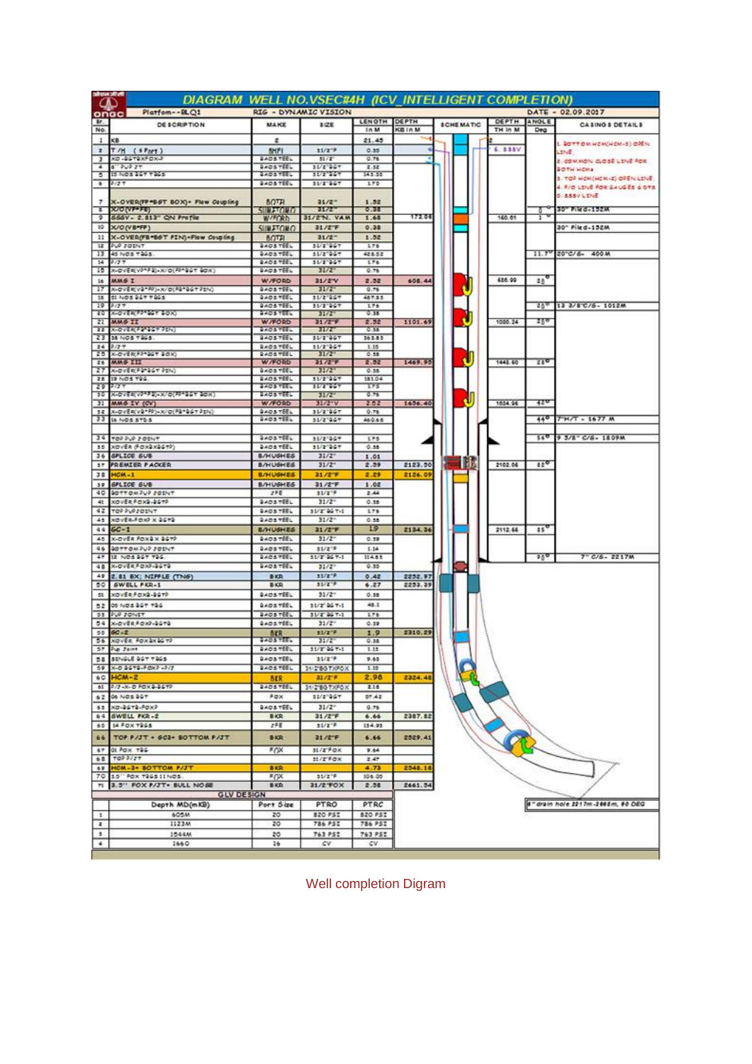# DIAGRAM WELL NO.VSEC#4H (ICV_INTELLIGENT COMPLETION)

Platform--BLQ1 | RIG - DYNAMIC VISION | DATE - 02.09.2017

| Sr. No. | DESCRIPTION | MAKE | SIZE | LENGTH In M | DEPTH KB in M | DEPTH TH in M | ANGLE Deg | CASING & DETAILS |
|---|---|---|---|---|---|---|---|---|
| 1 | KB | | | 21.45 | | | | |
| 2 | T/H (6 Port) | BHFI | 31/2"F | 0.35 | | 6. SSSV | | 1. BOTTOM HCM(HCM-3) OPEN LINE 2. COMMON CLOSE LINE FOR BOTH HCMs 3. TOP HCM(HCM-2) OPEN LINE 4. F/O LINE FOR GAUGES & DTS 5. SSSV LINE |
| 3 | XO-BGTBXFOX-P | BAOSTEEL | 31/2" | 0.75 | | | | |
| 4 | 5' PUP JT | BAOSTEEL | 31/2"BGT | 2.32 | | | | |
| 5 | 15 NOS BGT TBGS | BAOSTEEL | 31/2"BGT | 143.55 | | | | |
| 6 | P/JT | BAOSTEEL | 31/2"BGT | 1.75 | | | | |
| 7 | X-OVER(FP\*BGT BOX)+ Flow Coupling | BOTH | 31/2" | 1.32 | | | | |
| 8 | X/O(VP\*FB) | SUMITOMO | 31/2" | 0.38 | | | 0 | 30" Piled-152M |
| 9 | SSSV - 2.813" QN Profile | W/FORD | 31/2"N. VAM | 1.68 | 172.04 | 160.01 | 1 | |
| 10 | X/O(VB\*FP) | SUMITOMO | 31/2"F | 0.38 | | | | 30" Piled-152M |
| 11 | X-OVER(FB\*BGT PIN)+Flow Coupling | BOTH | 31/2" | 1.32 | | | | |
| 12 | PUP JOINT | BAOSTEEL | 31/2"BGT | 1.76 | | | | |
| 13 | 45 NOS TBGS. | BAOSTEEL | 31/2"BGT | 428.52 | | | 11.7 | 20"C/G- 400M |
| 14 | P/JT | BAOSTEEL | 31/2"BGT | 1.76 | | | | |
| 15 | X-OVER(VP\*FB)-X/O(FP\*BGT BOX) | BAOSTEEL | 31/2" | 0.76 | | | | |
| 16 | MMG I | W/FORD | 31/2"V | 2.32 | 608.44 | 586.99 | 25 | |
| 17 | X-OVER(VB\*FP)-X/O(FB\*BGT PIN) | BAOSTEEL | 31/2" | 0.76 | | | | |
| 18 | 51 NOS BGT TBGS | BAOSTEEL | 31/2"BGT | 487.83 | | | | |
| 19 | P/JT | BAOSTEEL | 31/2"BGT | 1.76 | | | 25 | 13 3/8"C/G- 1012M |
| 20 | X-OVER(FP\*BGT BOX) | BAOSTEEL | 31/2" | 0.38 | | | | |
| 21 | MMG II | W/FORD | 31/2"F | 2.32 | 1101.69 | 1030.24 | 25 | |
| 22 | X-OVER(FB\*BGT PIN) | BAOSTEEL | 31/2" | 0.38 | | | | |
| 23 | 38 NOS TBGS. | BAOSTEEL | 31/2"BGT | 363.83 | | | | |
| 24 | P/JT | BAOSTEEL | 31/2"BGT | 1.15 | | | | |
| 25 | X-OVER(FP\*BGT BOX) | BAOSTEEL | 31/2" | 0.38 | | | | |
| 26 | MMG III | W/FORD | 31/2"F | 2.32 | 1469.95 | 1448.60 | 21 | |
| 27 | X-OVER(FB\*BGT PIN) | BAOSTEEL | 31/2" | 0.38 | | | | |
| 28 | 19 NOS TBG. | BAOSTEEL | 31/2"BGT | 181.04 | | | | |
| 29 | P/JT | BAOSTEEL | 31/2"BGT | 1.75 | | | | |
| 30 | X-OVER(VP\*FB)-X/O(FP\*BGT BOX) | BAOSTEEL | 31/2" | 0.76 | | | | |
| 31 | MMG IV (CV) | W/FORD | 31/2"V | 2.52 | 1656.40 | 1634.96 | 42 | |
| 32 | X-OVER(VB\*FP)-X/O(FB\*BGT PIN) | BAOSTEEL | 31/2"BGT | 0.76 | | | | |
| 33 | 16 NOS STDS | BAOSTEEL | 31/2"BGT | 460.65 | | | 44 | 7"H/T - 1677 M |
| 34 | TOP PUP JOINT | BAOSTEEL | 31/2"BGT | 1.75 | | | 56 | 9 5/8" C/G- 1809M |
| 35 | XOVER (FOXBXBGTP) | BAOSTEEL | 31/2"BGT | 0.38 | | | | |
| 36 | SPLICE SUB | B/HUGHES | 31/2" | 1.01 | | | | |
| 37 | PREMIER PACKER | B/HUGHES | 31/2" | 2.39 | 2123.50 | 2102.06 | 82 | |
| 38 | HCM-1 | B/HUGHES | 31/2"F | 2.29 | 2126.09 | | | |
| 39 | SPLICE SUB | B/HUGHES | 31/2"F | 1.02 | | | | |
| 40 | BOTTOM PUP JOINT | JFE | 31/2"F | 2.44 | | | | |
| 41 | XOVER FOXB-BGTP | BAOSTEEL | 31/2" | 0.38 | | | | |
| 42 | TOP PUP JOINT | BAOSTEEL | 31/2"BGT-1 | 1.76 | | | | |
| 43 | XOVER-FOXP X BGTB | BAOSTEEL | 31/2" | 0.38 | | | | |
| 44 | GC-1 | B/HUGHES | 31/2"F | 1.9 | 2134.36 | 2112.66 | 85 | |
| 45 | X-OVER FOXB X BGTP | BAOSTEEL | 31/2" | 0.39 | | | | |
| 46 | BOTTOM PUP JOINT | BAOSTEEL | 31/2"F | 1.14 | | | | |
| 47 | 12 NOS BGT TBG. | BAOSTEEL | 31/2"BGT-1 | 114.83 | | | 89 | 7" C/G- 2217M |
| 48 | X-OVER FOXP-BGTB | BAOSTEEL | 31/2" | 0.33 | | | | |
| 49 | 2.81 BX; NIPPLE (TNG) | BKR | 31/2"F | 0.42 | 2252.97 | | | |
| 50 | SWELL PKR-1 | BKR | 31/2"F | 6.27 | 2253.39 | | | |
| 51 | XOVER FOXB-BGTP | BAOSTEEL | 31/2" | 0.38 | | | | |
| 52 | 05 NOS BGT TBG | BAOSTEEL | 31/2"BGT-1 | 48.1 | | | | |
| 53 | PUP JOINT | BAOSTEEL | 31/2"BGT-1 | 1.76 | | | | |
| 54 | X-OVER FOXP-BGTB | BAOSTEEL | 31/2" | 0.39 | | | | |
| 55 | GC-2 | BKR | 31/2"F | 1.9 | 2310.29 | | | |
| 56 | XOVER FOXBXBGTP | BAOSTEEL | 31/2" | 0.38 | | | | |
| 57 | Pup Joint | BAOSTEEL | 31/2"BGT-1 | 1.15 | | | | |
| 58 | SINGLE BGT TBGS | BAOSTEEL | 31/2"F | 9.63 | | | | |
| 59 | X-O BGTB-FOXP-P/J | BAOSTEEL | 31/2"BGTXFOX | 1.15 | | | | |
| 60 | HCM-2 | BKR | 31/2"F | 2.98 | 2324.48 | | | |
| 61 | P/J-X-O FOXB-BGTP | BAOSTEEL | 31/2"BGTXFOX | 2.16 | | | | |
| 62 | 06 NOS BGT | FOX | 31/2"BGT | 57.42 | | | | |
| 63 | XO-BGTB-FOXP | BAOSTEEL | 31/2" | 0.76 | | | | |
| 64 | SWELL PKR-2 | BKR | 31/2"F | 6.66 | 2387.82 | | | |
| 65 | 14 FOX TBGS | JFE | 31/2"F | 134.95 | | | | |
| 66 | TOP F/JT + GC3+ BOTTOM F/JT | BKR | 31/2"F | 6.66 | 2529.41 | | | |
| 67 | 01 FOX TBG | FOX | 31/2"FOX | 9.64 | | | | |
| 68 | TOP P/JT | | 31/2"FOX | 2.47 | | | | |
| 69 | HCM-3+ BOTTOM P/JT | BKR | | 4.73 | 2548.18 | | | |
| 70 | 11 3.5" FOX TBGS 11NOS. | F/OX | 31/2"F | 106.05 | | | | |
| 71 | 3.5" FOX P/JT+ BULL NOSE | BKR | 31/2"FOX | 2.38 | 2661.54 | | | 6" drain hole 2217m-2668m, 90 DEG |

**GLV DESIGN**

| | Depth MD(m KB) | Port Size | PTRO | PTRC |
|---|---|---|---|---|
| 1 | 608M | 20 | 820 PSI | 820 PSI |
| 2 | 1123M | 20 | 786 PSI | 786 PSI |
| 3 | 1544M | 20 | 763 PSI | 763 PSI |
| 4 | 1660 | 16 | CV | CV |

Well completion Digram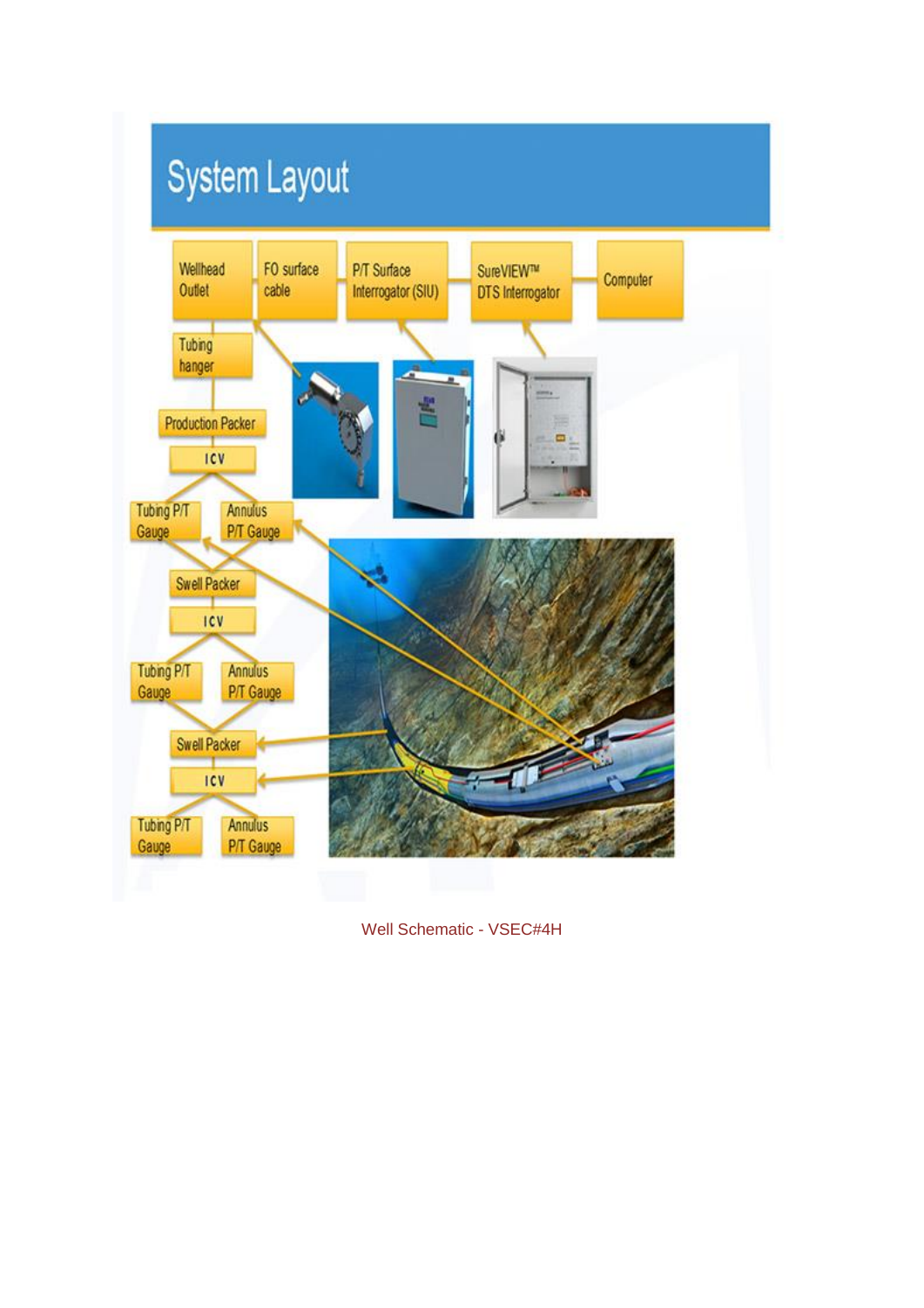# System Layout

- Wellhead Outlet
- FO surface cable
- P/T Surface Interrogator (SIU)
- SureVIEW™ DTS Interrogator
- Computer
- Tubing hanger
- Production Packer
- ICV
- Tubing P/T Gauge
- Annulus P/T Gauge
- Swell Packer
- ICV
- Tubing P/T Gauge
- Annulus P/T Gauge
- Swell Packer
- ICV
- Tubing P/T Gauge
- Annulus P/T Gauge

Well Schematic - VSEC#4H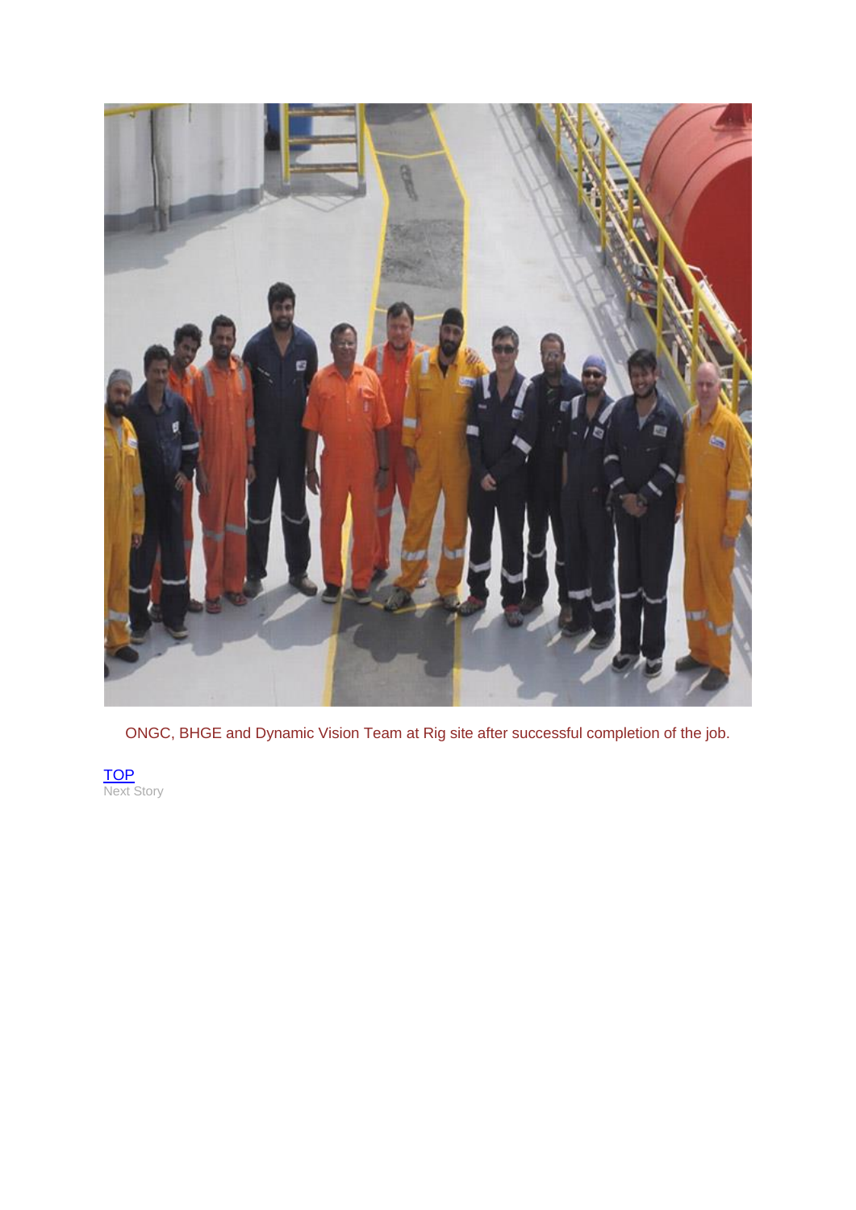ONGC, BHGE and Dynamic Vision Team at Rig site after successful completion of the job.

TOP
Next Story